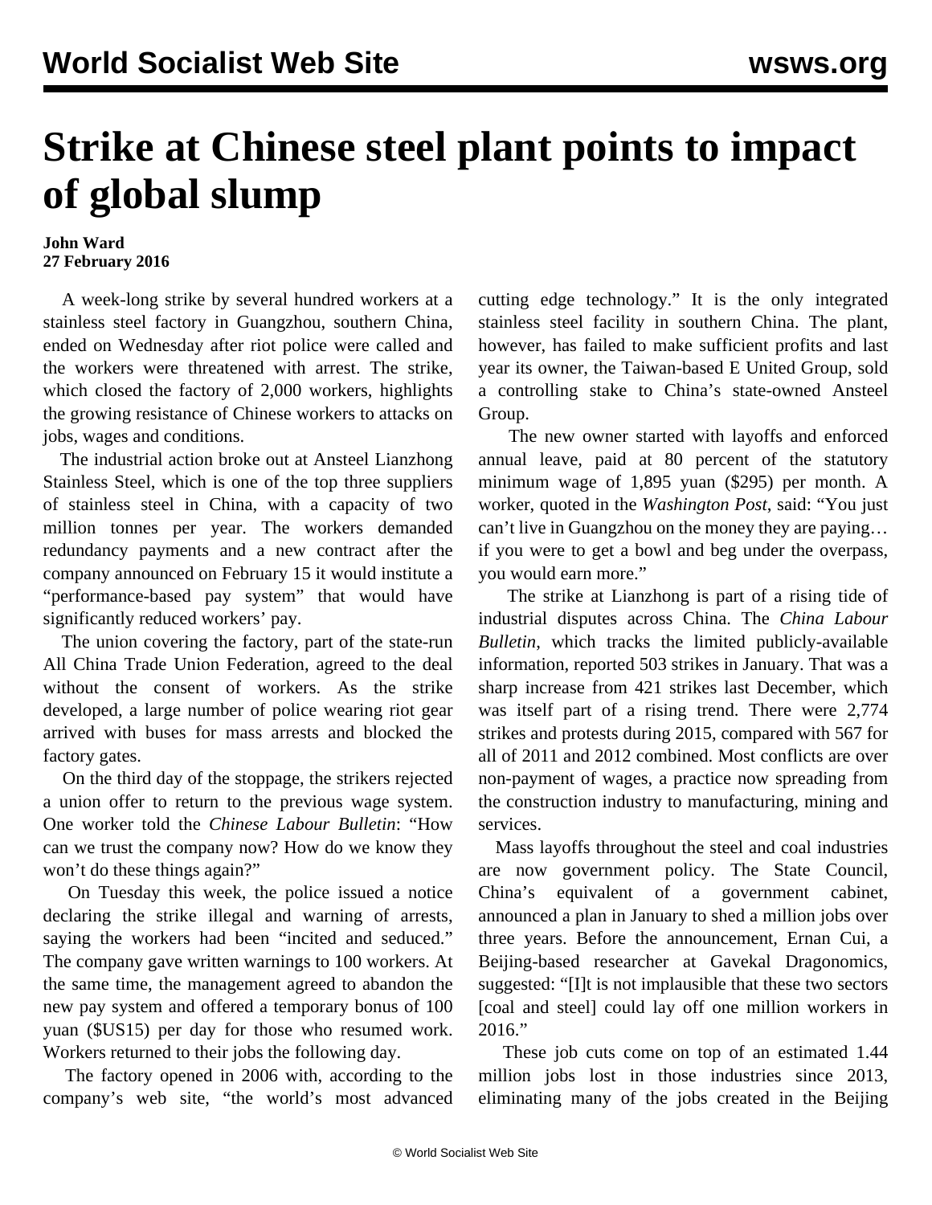# Strike at Chinese steel plant points to impact of global slump

**John Ward**
**27 February 2016**

A week-long strike by several hundred workers at a stainless steel factory in Guangzhou, southern China, ended on Wednesday after riot police were called and the workers were threatened with arrest. The strike, which closed the factory of 2,000 workers, highlights the growing resistance of Chinese workers to attacks on jobs, wages and conditions.

The industrial action broke out at Ansteel Lianzhong Stainless Steel, which is one of the top three suppliers of stainless steel in China, with a capacity of two million tonnes per year. The workers demanded redundancy payments and a new contract after the company announced on February 15 it would institute a "performance-based pay system" that would have significantly reduced workers' pay.

The union covering the factory, part of the state-run All China Trade Union Federation, agreed to the deal without the consent of workers. As the strike developed, a large number of police wearing riot gear arrived with buses for mass arrests and blocked the factory gates.

On the third day of the stoppage, the strikers rejected a union offer to return to the previous wage system. One worker told the *Chinese Labour Bulletin*: "How can we trust the company now? How do we know they won't do these things again?"

On Tuesday this week, the police issued a notice declaring the strike illegal and warning of arrests, saying the workers had been "incited and seduced." The company gave written warnings to 100 workers. At the same time, the management agreed to abandon the new pay system and offered a temporary bonus of 100 yuan ($US15) per day for those who resumed work. Workers returned to their jobs the following day.

The factory opened in 2006 with, according to the company's web site, "the world's most advanced cutting edge technology." It is the only integrated stainless steel facility in southern China. The plant, however, has failed to make sufficient profits and last year its owner, the Taiwan-based E United Group, sold a controlling stake to China's state-owned Ansteel Group.

The new owner started with layoffs and enforced annual leave, paid at 80 percent of the statutory minimum wage of 1,895 yuan ($295) per month. A worker, quoted in the *Washington Post*, said: "You just can't live in Guangzhou on the money they are paying… if you were to get a bowl and beg under the overpass, you would earn more."

The strike at Lianzhong is part of a rising tide of industrial disputes across China. The *China Labour Bulletin*, which tracks the limited publicly-available information, reported 503 strikes in January. That was a sharp increase from 421 strikes last December, which was itself part of a rising trend. There were 2,774 strikes and protests during 2015, compared with 567 for all of 2011 and 2012 combined. Most conflicts are over non-payment of wages, a practice now spreading from the construction industry to manufacturing, mining and services.

Mass layoffs throughout the steel and coal industries are now government policy. The State Council, China's equivalent of a government cabinet, announced a plan in January to shed a million jobs over three years. Before the announcement, Ernan Cui, a Beijing-based researcher at Gavekal Dragonomics, suggested: "[I]t is not implausible that these two sectors [coal and steel] could lay off one million workers in 2016."

These job cuts come on top of an estimated 1.44 million jobs lost in those industries since 2013, eliminating many of the jobs created in the Beijing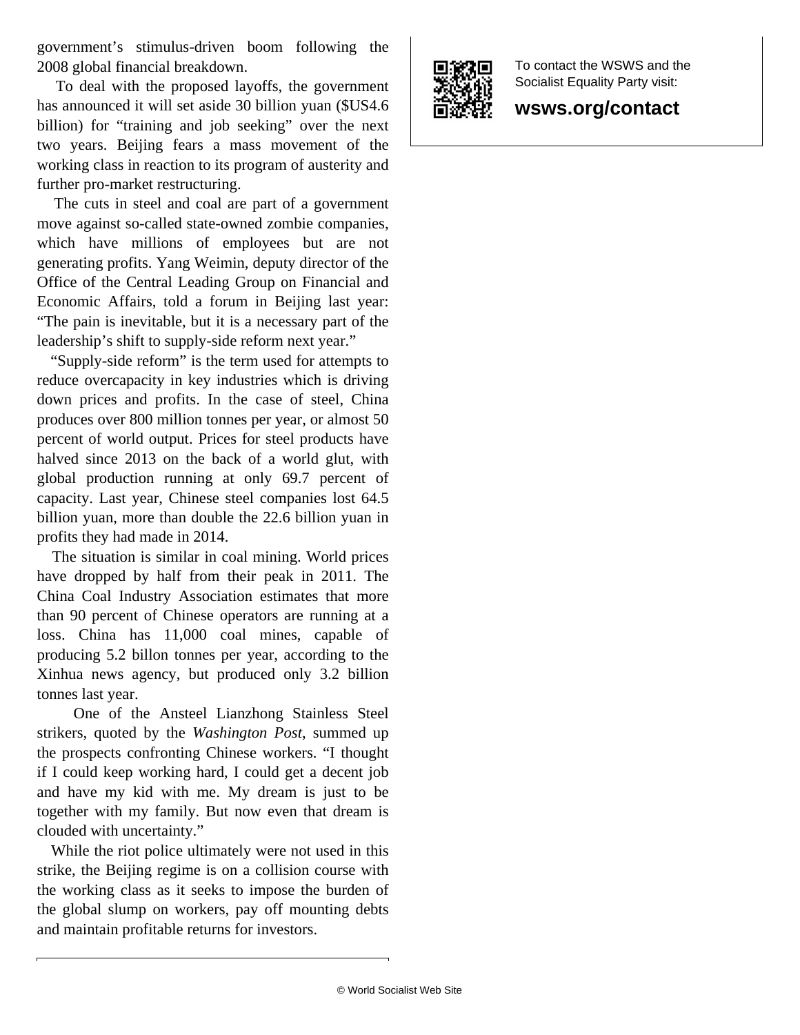government's stimulus-driven boom following the 2008 global financial breakdown.

To deal with the proposed layoffs, the government has announced it will set aside 30 billion yuan ($US4.6 billion) for "training and job seeking" over the next two years. Beijing fears a mass movement of the working class in reaction to its program of austerity and further pro-market restructuring.

The cuts in steel and coal are part of a government move against so-called state-owned zombie companies, which have millions of employees but are not generating profits. Yang Weimin, deputy director of the Office of the Central Leading Group on Financial and Economic Affairs, told a forum in Beijing last year: "The pain is inevitable, but it is a necessary part of the leadership's shift to supply-side reform next year."

"Supply-side reform" is the term used for attempts to reduce overcapacity in key industries which is driving down prices and profits. In the case of steel, China produces over 800 million tonnes per year, or almost 50 percent of world output. Prices for steel products have halved since 2013 on the back of a world glut, with global production running at only 69.7 percent of capacity. Last year, Chinese steel companies lost 64.5 billion yuan, more than double the 22.6 billion yuan in profits they had made in 2014.

The situation is similar in coal mining. World prices have dropped by half from their peak in 2011. The China Coal Industry Association estimates that more than 90 percent of Chinese operators are running at a loss. China has 11,000 coal mines, capable of producing 5.2 billon tonnes per year, according to the Xinhua news agency, but produced only 3.2 billion tonnes last year.

One of the Ansteel Lianzhong Stainless Steel strikers, quoted by the *Washington Post*, summed up the prospects confronting Chinese workers. "I thought if I could keep working hard, I could get a decent job and have my kid with me. My dream is just to be together with my family. But now even that dream is clouded with uncertainty."

While the riot police ultimately were not used in this strike, the Beijing regime is on a collision course with the working class as it seeks to impose the burden of the global slump on workers, pay off mounting debts and maintain profitable returns for investors.

To contact the WSWS and the Socialist Equality Party visit:

**wsws.org/contact**